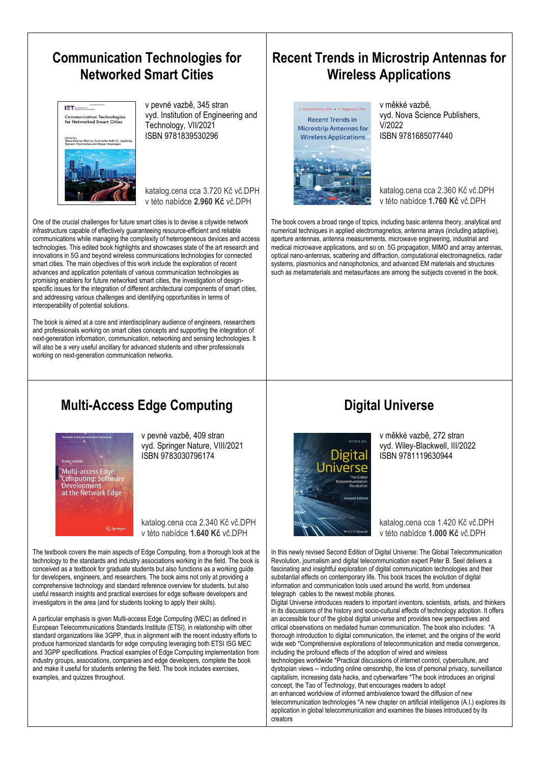## Communication Technologies for Networked Smart Cities

v pevné vazbě, 345 stran
vyd. Institution of Engineering and Technology, VII/2021
ISBN 9781839530296

katalog.cena cca 3.720 Kč vč.DPH
v této nabídce **2.960 Kč** vč.DPH

One of the crucial challenges for future smart cities is to devise a citywide network infrastructure capable of effectively guaranteeing resource-efficient and reliable communications while managing the complexity of heterogeneous devices and access technologies. This edited book highlights and showcases state of the art research and innovations in 5G and beyond wireless communications technologies for connected smart cities. The main objectives of this work include the exploration of recent advances and application potentials of various communication technologies as promising enablers for future networked smart cities, the investigation of design-specific issues for the integration of different architectural components of smart cities, and addressing various challenges and identifying opportunities in terms of interoperability of potential solutions.

The book is aimed at a core and interdisciplinary audience of engineers, researchers and professionals working on smart cities concepts and supporting the integration of next-generation information, communication, networking and sensing technologies. It will also be a very useful ancillary for advanced students and other professionals working on next-generation communication networks.

## Recent Trends in Microstrip Antennas for Wireless Applications

v měkké vazbě,
vyd. Nova Science Publishers, V/2022
ISBN 9781685077440

katalog.cena cca 2.360 Kč vč.DPH
v této nabídce **1.760 Kč** vč.DPH

The book covers a broad range of topics, including basic antenna theory, analytical and numerical techniques in applied electromagnetics, antenna arrays (including adaptive), aperture antennas, antenna measurements, microwave engineering, industrial and medical microwave applications, and so on. 5G propagation, MIMO and array antennas, optical nano-antennas, scattering and diffraction, computational electromagnetics, radar systems, plasmonics and nanophotonics, and advanced EM materials and structures such as metamaterials and metasurfaces are among the subjects covered in the book.

## Multi-Access Edge Computing

v pevné vazbě, 409 stran
vyd. Springer Nature, VIII/2021
ISBN 9783030796174

katalog.cena cca 2.340 Kč vč.DPH
v této nabídce **1.640 Kč** vč.DPH

The textbook covers the main aspects of Edge Computing, from a thorough look at the technology to the standards and industry associations working in the field. The book is conceived as a textbook for graduate students but also functions as a working guide for developers, engineers, and researchers. The book aims not only at providing a comprehensive technology and standard reference overview for students, but also useful research insights and practical exercises for edge software developers and investigators in the area (and for students looking to apply their skills).

A particular emphasis is given Multi-access Edge Computing (MEC) as defined in European Telecommunications Standards Institute (ETSI), in relationship with other standard organizations like 3GPP, thus in alignment with the recent industry efforts to produce harmonized standards for edge computing leveraging both ETSI ISG MEC and 3GPP specifications. Practical examples of Edge Computing implementation from industry groups, associations, companies and edge developers, complete the book and make it useful for students entering the field. The book includes exercises, examples, and quizzes throughout.

## Digital Universe

v měkké vazbě, 272 stran
vyd. Wiley-Blackwell, III/2022
ISBN 9781119630944

katalog.cena cca 1.420 Kč vč.DPH
v této nabídce **1.000 Kč** vč.DPH

In this newly revised Second Edition of Digital Universe: The Global Telecommunication Revolution, journalism and digital telecommunication expert Peter B. Seel delivers a fascinating and insightful exploration of digital communication technologies and their substantial effects on contemporary life. This book traces the evolution of digital information and communication tools used around the world, from undersea telegraph cables to the newest mobile phones.
Digital Universe introduces readers to important inventors, scientists, artists, and thinkers in its discussions of the history and socio-cultural effects of technology adoption. It offers an accessible tour of the global digital universe and provides new perspectives and critical observations on mediated human communication. The book also includes: *A thorough introduction to digital communication, the internet, and the origins of the world wide web *Comprehensive explorations of telecommunication and media convergence, including the profound effects of the adoption of wired and wireless technologies worldwide *Practical discussions of internet control, cyberculture, and dystopian views -- including online censorship, the loss of personal privacy, surveillance capitalism, increasing data hacks, and cyberwarfare *The book introduces an original concept, the Tao of Technology, that encourages readers to adopt an enhanced worldview of informed ambivalence toward the diffusion of new telecommunication technologies *A new chapter on artificial intelligence (A.I.) explores its application in global telecommunication and examines the biases introduced by its creators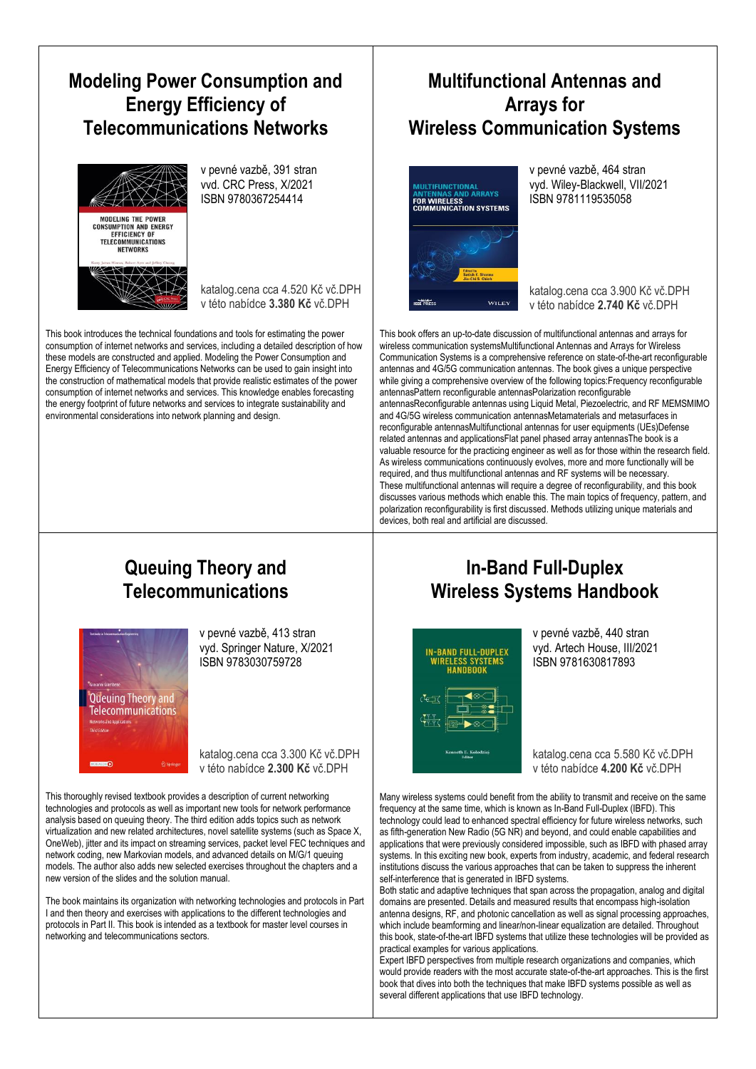## Modeling Power Consumption and Energy Efficiency of Telecommunications Networks

v pevné vazbě, 391 stran
vyd. CRC Press, X/2021
ISBN 9780367254414

katalog.cena cca 4.520 Kč vč.DPH
v této nabídce **3.380 Kč** vč.DPH

This book introduces the technical foundations and tools for estimating the power consumption of internet networks and services, including a detailed description of how these models are constructed and applied. Modeling the Power Consumption and Energy Efficiency of Telecommunications Networks can be used to gain insight into the construction of mathematical models that provide realistic estimates of the power consumption of internet networks and services. This knowledge enables forecasting the energy footprint of future networks and services to integrate sustainability and environmental considerations into network planning and design.

## Multifunctional Antennas and Arrays for Wireless Communication Systems

v pevné vazbě, 464 stran
vyd. Wiley-Blackwell, VII/2021
ISBN 9781119535058

katalog.cena cca 3.900 Kč vč.DPH
v této nabídce **2.740 Kč** vč.DPH

This book offers an up-to-date discussion of multifunctional antennas and arrays for wireless communication systemsMultifunctional Antennas and Arrays for Wireless Communication Systems is a comprehensive reference on state-of-the-art reconfigurable antennas and 4G/5G communication antennas. The book gives a unique perspective while giving a comprehensive overview of the following topics:Frequency reconfigurable antennasPattern reconfigurable antennasPolarization reconfigurable antennasReconfigurable antennas using Liquid Metal, Piezoelectric, and RF MEMSMIMO and 4G/5G wireless communication antennasMetamaterials and metasurfaces in reconfigurable antennasMultifunctional antennas for user equipments (UEs)Defense related antennas and applicationsFlat panel phased array antennasThe book is a valuable resource for the practicing engineer as well as for those within the research field. As wireless communications continuously evolves, more and more functionally will be required, and thus multifunctional antennas and RF systems will be necessary. These multifunctional antennas will require a degree of reconfigurability, and this book discusses various methods which enable this. The main topics of frequency, pattern, and polarization reconfigurability is first discussed. Methods utilizing unique materials and devices, both real and artificial are discussed.

## Queuing Theory and Telecommunications

v pevné vazbě, 413 stran
vyd. Springer Nature, X/2021
ISBN 9783030759728

katalog.cena cca 3.300 Kč vč.DPH
v této nabídce **2.300 Kč** vč.DPH

This thoroughly revised textbook provides a description of current networking technologies and protocols as well as important new tools for network performance analysis based on queuing theory. The third edition adds topics such as network virtualization and new related architectures, novel satellite systems (such as Space X, OneWeb), jitter and its impact on streaming services, packet level FEC techniques and network coding, new Markovian models, and advanced details on M/G/1 queuing models. The author also adds new selected exercises throughout the chapters and a new version of the slides and the solution manual.

The book maintains its organization with networking technologies and protocols in Part I and then theory and exercises with applications to the different technologies and protocols in Part II. This book is intended as a textbook for master level courses in networking and telecommunications sectors.

## In-Band Full-Duplex Wireless Systems Handbook

v pevné vazbě, 440 stran
vyd. Artech House, III/2021
ISBN 9781630817893

katalog.cena cca 5.580 Kč vč.DPH
v této nabídce **4.200 Kč** vč.DPH

Many wireless systems could benefit from the ability to transmit and receive on the same frequency at the same time, which is known as In-Band Full-Duplex (IBFD). This technology could lead to enhanced spectral efficiency for future wireless networks, such as fifth-generation New Radio (5G NR) and beyond, and could enable capabilities and applications that were previously considered impossible, such as IBFD with phased array systems. In this exciting new book, experts from industry, academic, and federal research institutions discuss the various approaches that can be taken to suppress the inherent self-interference that is generated in IBFD systems.
Both static and adaptive techniques that span across the propagation, analog and digital domains are presented. Details and measured results that encompass high-isolation antenna designs, RF, and photonic cancellation as well as signal processing approaches, which include beamforming and linear/non-linear equalization are detailed. Throughout this book, state-of-the-art IBFD systems that utilize these technologies will be provided as practical examples for various applications.
Expert IBFD perspectives from multiple research organizations and companies, which would provide readers with the most accurate state-of-the-art approaches. This is the first book that dives into both the techniques that make IBFD systems possible as well as several different applications that use IBFD technology.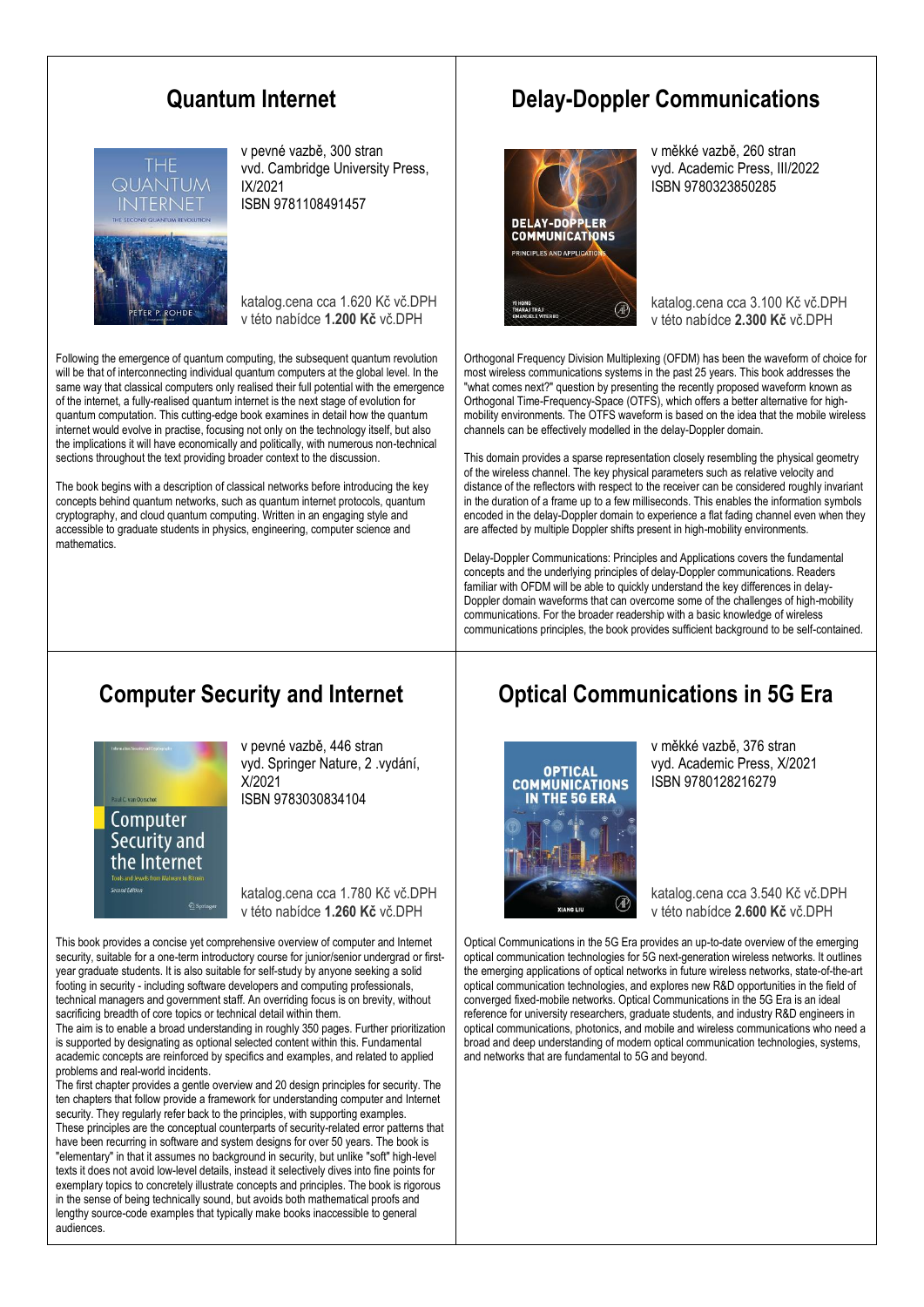## Quantum Internet

v pevné vazbě, 300 stran
vvd. Cambridge University Press, IX/2021
ISBN 9781108491457

katalog.cena cca 1.620 Kč vč.DPH
v této nabídce **1.200 Kč** vč.DPH

Following the emergence of quantum computing, the subsequent quantum revolution will be that of interconnecting individual quantum computers at the global level. In the same way that classical computers only realised their full potential with the emergence of the internet, a fully-realised quantum internet is the next stage of evolution for quantum computation. This cutting-edge book examines in detail how the quantum internet would evolve in practise, focusing not only on the technology itself, but also the implications it will have economically and politically, with numerous non-technical sections throughout the text providing broader context to the discussion.

The book begins with a description of classical networks before introducing the key concepts behind quantum networks, such as quantum internet protocols, quantum cryptography, and cloud quantum computing. Written in an engaging style and accessible to graduate students in physics, engineering, computer science and mathematics.

## Delay-Doppler Communications

v měkké vazbě, 260 stran
vyd. Academic Press, III/2022
ISBN 9780323850285

katalog.cena cca 3.100 Kč vč.DPH
v této nabídce **2.300 Kč** vč.DPH

Orthogonal Frequency Division Multiplexing (OFDM) has been the waveform of choice for most wireless communications systems in the past 25 years. This book addresses the "what comes next?" question by presenting the recently proposed waveform known as Orthogonal Time-Frequency-Space (OTFS), which offers a better alternative for high-mobility environments. The OTFS waveform is based on the idea that the mobile wireless channels can be effectively modelled in the delay-Doppler domain.

This domain provides a sparse representation closely resembling the physical geometry of the wireless channel. The key physical parameters such as relative velocity and distance of the reflectors with respect to the receiver can be considered roughly invariant in the duration of a frame up to a few milliseconds. This enables the information symbols encoded in the delay-Doppler domain to experience a flat fading channel even when they are affected by multiple Doppler shifts present in high-mobility environments.

Delay-Doppler Communications: Principles and Applications covers the fundamental concepts and the underlying principles of delay-Doppler communications. Readers familiar with OFDM will be able to quickly understand the key differences in delay-Doppler domain waveforms that can overcome some of the challenges of high-mobility communications. For the broader readership with a basic knowledge of wireless communications principles, the book provides sufficient background to be self-contained.

## Computer Security and Internet

v pevné vazbě, 446 stran
vyd. Springer Nature, 2 .vydání, X/2021
ISBN 9783030834104

katalog.cena cca 1.780 Kč vč.DPH
v této nabídce **1.260 Kč** vč.DPH

This book provides a concise yet comprehensive overview of computer and Internet security, suitable for a one-term introductory course for junior/senior undergrad or first-year graduate students. It is also suitable for self-study by anyone seeking a solid footing in security - including software developers and computing professionals, technical managers and government staff. An overriding focus is on brevity, without sacrificing breadth of core topics or technical detail within them.
The aim is to enable a broad understanding in roughly 350 pages. Further prioritization is supported by designating as optional selected content within this. Fundamental academic concepts are reinforced by specifics and examples, and related to applied problems and real-world incidents.
The first chapter provides a gentle overview and 20 design principles for security. The ten chapters that follow provide a framework for understanding computer and Internet security. They regularly refer back to the principles, with supporting examples.
These principles are the conceptual counterparts of security-related error patterns that have been recurring in software and system designs for over 50 years. The book is "elementary" in that it assumes no background in security, but unlike "soft" high-level texts it does not avoid low-level details, instead it selectively dives into fine points for exemplary topics to concretely illustrate concepts and principles. The book is rigorous in the sense of being technically sound, but avoids both mathematical proofs and lengthy source-code examples that typically make books inaccessible to general audiences.

## Optical Communications in 5G Era

v měkké vazbě, 376 stran
vyd. Academic Press, X/2021
ISBN 9780128216279

katalog.cena cca 3.540 Kč vč.DPH
v této nabídce **2.600 Kč** vč.DPH

Optical Communications in the 5G Era provides an up-to-date overview of the emerging optical communication technologies for 5G next-generation wireless networks. It outlines the emerging applications of optical networks in future wireless networks, state-of-the-art optical communication technologies, and explores new R&D opportunities in the field of converged fixed-mobile networks. Optical Communications in the 5G Era is an ideal reference for university researchers, graduate students, and industry R&D engineers in optical communications, photonics, and mobile and wireless communications who need a broad and deep understanding of modern optical communication technologies, systems, and networks that are fundamental to 5G and beyond.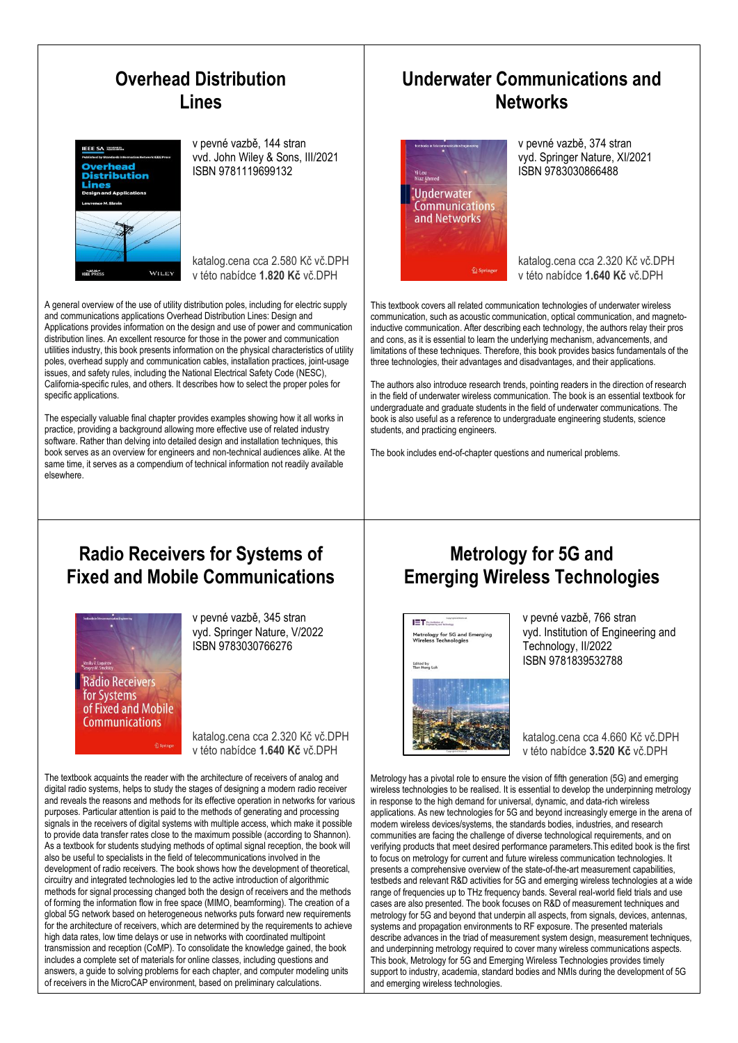## Overhead Distribution Lines

v pevné vazbě, 144 stran
vvd. John Wiley & Sons, III/2021
ISBN 9781119699132

katalog.cena cca 2.580 Kč vč.DPH
v této nabídce **1.820 Kč** vč.DPH

A general overview of the use of utility distribution poles, including for electric supply and communications applications Overhead Distribution Lines: Design and Applications provides information on the design and use of power and communication distribution lines. An excellent resource for those in the power and communication utilities industry, this book presents information on the physical characteristics of utility poles, overhead supply and communication cables, installation practices, joint-usage issues, and safety rules, including the National Electrical Safety Code (NESC), California-specific rules, and others. It describes how to select the proper poles for specific applications.

The especially valuable final chapter provides examples showing how it all works in practice, providing a background allowing more effective use of related industry software. Rather than delving into detailed design and installation techniques, this book serves as an overview for engineers and non-technical audiences alike. At the same time, it serves as a compendium of technical information not readily available elsewhere.

## Underwater Communications and Networks

v pevné vazbě, 374 stran
vyd. Springer Nature, XI/2021
ISBN 9783030866488

katalog.cena cca 2.320 Kč vč.DPH
v této nabídce **1.640 Kč** vč.DPH

This textbook covers all related communication technologies of underwater wireless communication, such as acoustic communication, optical communication, and magneto-inductive communication. After describing each technology, the authors relay their pros and cons, as it is essential to learn the underlying mechanism, advancements, and limitations of these techniques. Therefore, this book provides basics fundamentals of the three technologies, their advantages and disadvantages, and their applications.

The authors also introduce research trends, pointing readers in the direction of research in the field of underwater wireless communication. The book is an essential textbook for undergraduate and graduate students in the field of underwater communications. The book is also useful as a reference to undergraduate engineering students, science students, and practicing engineers.

The book includes end-of-chapter questions and numerical problems.

## Radio Receivers for Systems of Fixed and Mobile Communications

v pevné vazbě, 345 stran
vyd. Springer Nature, V/2022
ISBN 9783030766276

katalog.cena cca 2.320 Kč vč.DPH
v této nabídce **1.640 Kč** vč.DPH

The textbook acquaints the reader with the architecture of receivers of analog and digital radio systems, helps to study the stages of designing a modern radio receiver and reveals the reasons and methods for its effective operation in networks for various purposes. Particular attention is paid to the methods of generating and processing signals in the receivers of digital systems with multiple access, which make it possible to provide data transfer rates close to the maximum possible (according to Shannon). As a textbook for students studying methods of optimal signal reception, the book will also be useful to specialists in the field of telecommunications involved in the development of radio receivers. The book shows how the development of theoretical, circuitry and integrated technologies led to the active introduction of adaptive methods for signal processing changed both the design of receivers and the methods of forming the information flow in free space (MIMO, beamforming). The creation of a global 5G network based on heterogeneous networks puts forward new requirements for the architecture of receivers, which are determined by the requirements to achieve high data rates, low time delays or use in networks with coordinated multipoint transmission and reception (CoMP). To consolidate the knowledge gained, the book includes a complete set of materials for online classes, including questions and answers, a guide to solving problems for each chapter, and computer modeling units of receivers in the MicroCAP environment, based on preliminary calculations.

## Metrology for 5G and Emerging Wireless Technologies

v pevné vazbě, 766 stran
vyd. Institution of Engineering and Technology, II/2022
ISBN 9781839532788

katalog.cena cca 4.660 Kč vč.DPH
v této nabídce **3.520 Kč** vč.DPH

Metrology has a pivotal role to ensure the vision of fifth generation (5G) and emerging wireless technologies to be realised. It is essential to develop the underpinning metrology in response to the high demand for universal, dynamic, and data-rich wireless applications. As new technologies for 5G and beyond increasingly emerge in the arena of modern wireless devices/systems, the standards bodies, industries, and research communities are facing the challenge of diverse technological requirements, and on verifying products that meet desired performance parameters.This edited book is the first to focus on metrology for current and future wireless communication technologies. It presents a comprehensive overview of the state-of-the-art measurement capabilities, testbeds and relevant R&D activities for 5G and emerging wireless technologies at a wide range of frequencies up to THz frequency bands. Several real-world field trials and use cases are also presented. The book focuses on R&D of measurement techniques and metrology for 5G and beyond that underpin all aspects, from signals, devices, antennas, systems and propagation environments to RF exposure. The presented materials describe advances in the triad of measurement system design, measurement techniques, and underpinning metrology required to cover many wireless communications aspects. This book, Metrology for 5G and Emerging Wireless Technologies provides timely support to industry, academia, standard bodies and NMIs during the development of 5G and emerging wireless technologies.